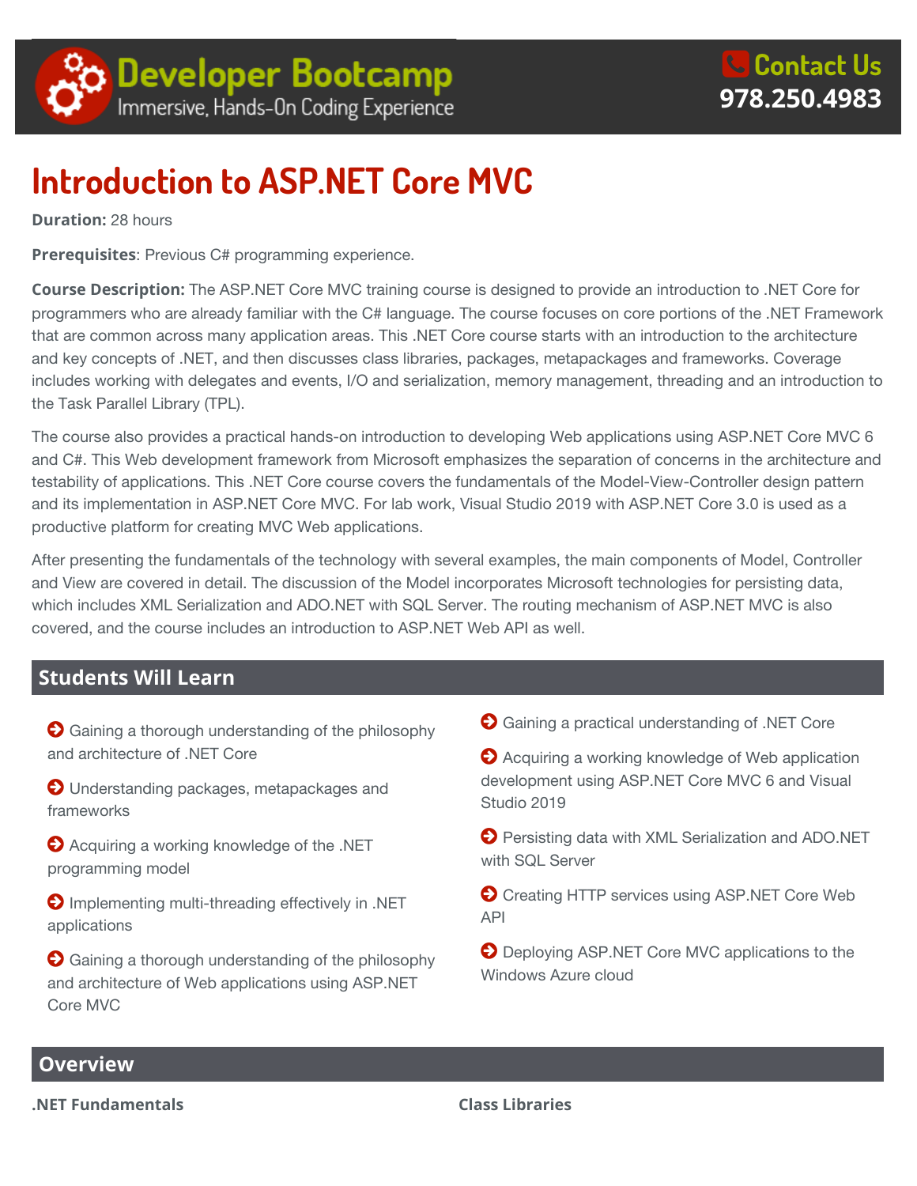**Developer Bootcamp**
Immersive, Hands-On Coding Experience

**Contact Us**
**978.250.4983**

# Introduction to ASP.NET Core MVC

**Duration:** 28 hours

**Prerequisites**: Previous C# programming experience.

**Course Description:** The ASP.NET Core MVC training course is designed to provide an introduction to .NET Core for programmers who are already familiar with the C# language. The course focuses on core portions of the .NET Framework that are common across many application areas. This .NET Core course starts with an introduction to the architecture and key concepts of .NET, and then discusses class libraries, packages, metapackages and frameworks. Coverage includes working with delegates and events, I/O and serialization, memory management, threading and an introduction to the Task Parallel Library (TPL).

The course also provides a practical hands-on introduction to developing Web applications using ASP.NET Core MVC 6 and C#. This Web development framework from Microsoft emphasizes the separation of concerns in the architecture and testability of applications. This .NET Core course covers the fundamentals of the Model-View-Controller design pattern and its implementation in ASP.NET Core MVC. For lab work, Visual Studio 2019 with ASP.NET Core 3.0 is used as a productive platform for creating MVC Web applications.

After presenting the fundamentals of the technology with several examples, the main components of Model, Controller and View are covered in detail. The discussion of the Model incorporates Microsoft technologies for persisting data, which includes XML Serialization and ADO.NET with SQL Server. The routing mechanism of ASP.NET MVC is also covered, and the course includes an introduction to ASP.NET Web API as well.

## Students Will Learn

- Gaining a thorough understanding of the philosophy and architecture of .NET Core
- Understanding packages, metapackages and frameworks
- Acquiring a working knowledge of the .NET programming model
- Implementing multi-threading effectively in .NET applications
- Gaining a thorough understanding of the philosophy and architecture of Web applications using ASP.NET Core MVC
- Gaining a practical understanding of .NET Core
- Acquiring a working knowledge of Web application development using ASP.NET Core MVC 6 and Visual Studio 2019
- Persisting data with XML Serialization and ADO.NET with SQL Server
- Creating HTTP services using ASP.NET Core Web API
- Deploying ASP.NET Core MVC applications to the Windows Azure cloud

## Overview

**.NET Fundamentals**

**Class Libraries**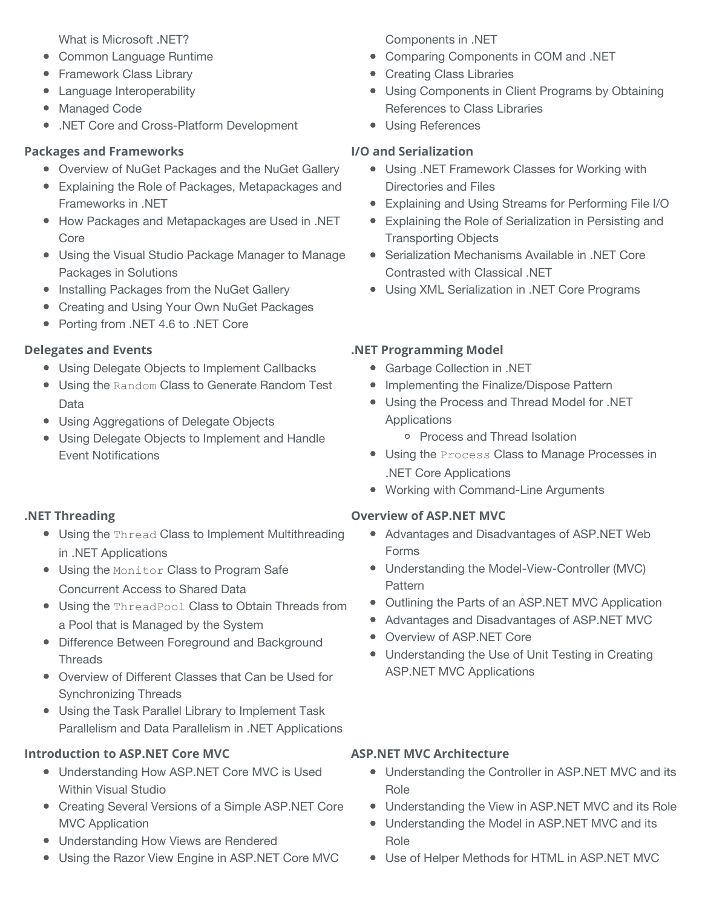What is Microsoft .NET?

- Common Language Runtime
- Framework Class Library
- Language Interoperability
- Managed Code
- .NET Core and Cross-Platform Development

### Packages and Frameworks

- Overview of NuGet Packages and the NuGet Gallery
- Explaining the Role of Packages, Metapackages and Frameworks in .NET
- How Packages and Metapackages are Used in .NET Core
- Using the Visual Studio Package Manager to Manage Packages in Solutions
- Installing Packages from the NuGet Gallery
- Creating and Using Your Own NuGet Packages
- Porting from .NET 4.6 to .NET Core

### Delegates and Events

- Using Delegate Objects to Implement Callbacks
- Using the `Random` Class to Generate Random Test Data
- Using Aggregations of Delegate Objects
- Using Delegate Objects to Implement and Handle Event Notifications

### .NET Threading

- Using the `Thread` Class to Implement Multithreading in .NET Applications
- Using the `Monitor` Class to Program Safe Concurrent Access to Shared Data
- Using the `ThreadPool` Class to Obtain Threads from a Pool that is Managed by the System
- Difference Between Foreground and Background Threads
- Overview of Different Classes that Can be Used for Synchronizing Threads
- Using the Task Parallel Library to Implement Task Parallelism and Data Parallelism in .NET Applications

### Introduction to ASP.NET Core MVC

- Understanding How ASP.NET Core MVC is Used Within Visual Studio
- Creating Several Versions of a Simple ASP.NET Core MVC Application
- Understanding How Views are Rendered
- Using the Razor View Engine in ASP.NET Core MVC

Components in .NET

- Comparing Components in COM and .NET
- Creating Class Libraries
- Using Components in Client Programs by Obtaining References to Class Libraries
- Using References

### I/O and Serialization

- Using .NET Framework Classes for Working with Directories and Files
- Explaining and Using Streams for Performing File I/O
- Explaining the Role of Serialization in Persisting and Transporting Objects
- Serialization Mechanisms Available in .NET Core Contrasted with Classical .NET
- Using XML Serialization in .NET Core Programs

### .NET Programming Model

- Garbage Collection in .NET
- Implementing the Finalize/Dispose Pattern
- Using the Process and Thread Model for .NET Applications
  - Process and Thread Isolation
- Using the `Process` Class to Manage Processes in .NET Core Applications
- Working with Command-Line Arguments

### Overview of ASP.NET MVC

- Advantages and Disadvantages of ASP.NET Web Forms
- Understanding the Model-View-Controller (MVC) Pattern
- Outlining the Parts of an ASP.NET MVC Application
- Advantages and Disadvantages of ASP.NET MVC
- Overview of ASP.NET Core
- Understanding the Use of Unit Testing in Creating ASP.NET MVC Applications

### ASP.NET MVC Architecture

- Understanding the Controller in ASP.NET MVC and its Role
- Understanding the View in ASP.NET MVC and its Role
- Understanding the Model in ASP.NET MVC and its Role
- Use of Helper Methods for HTML in ASP.NET MVC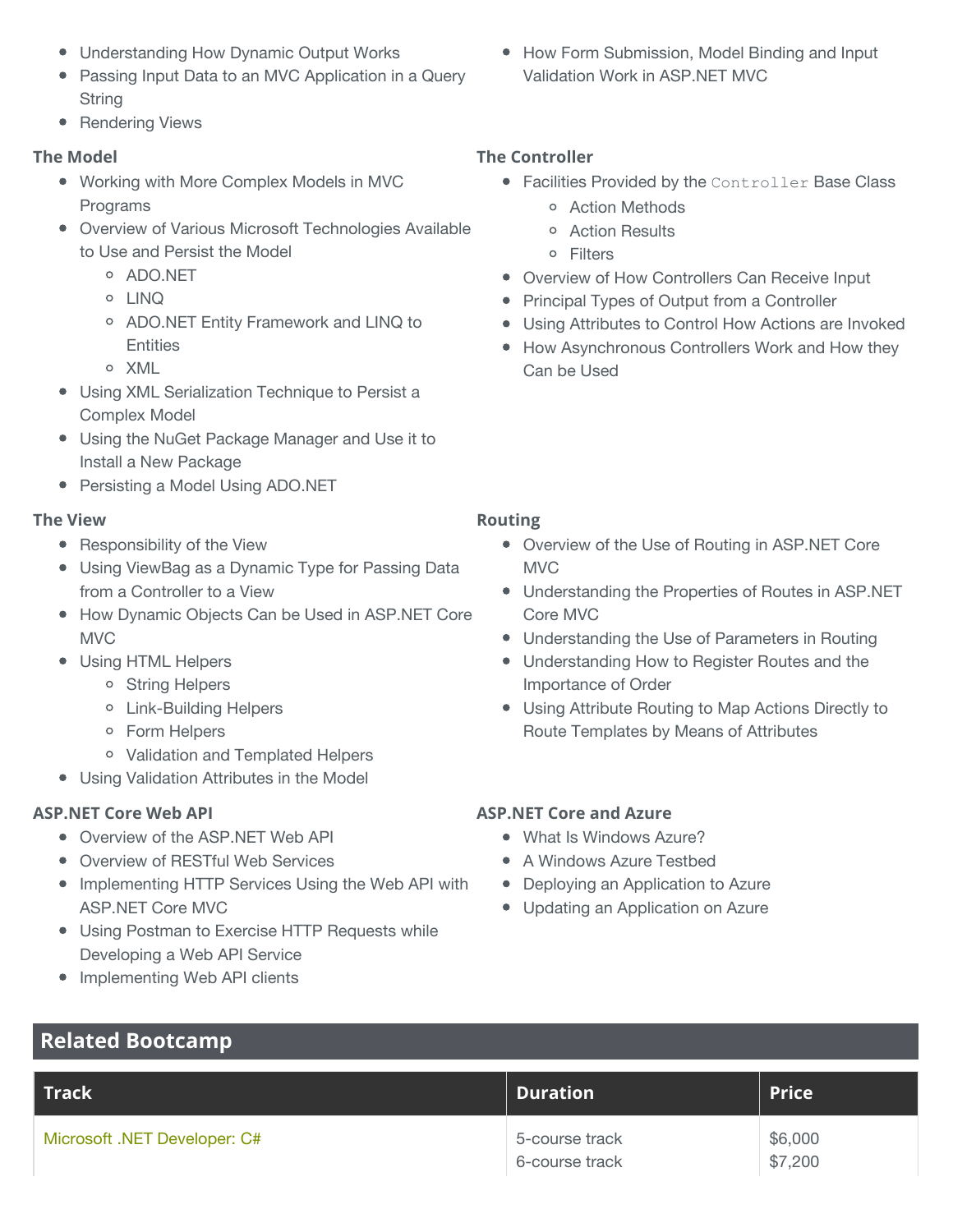- Understanding How Dynamic Output Works
- Passing Input Data to an MVC Application in a Query String
- Rendering Views
- How Form Submission, Model Binding and Input Validation Work in ASP.NET MVC

### The Model

- Working with More Complex Models in MVC Programs
- Overview of Various Microsoft Technologies Available to Use and Persist the Model
  - ADO.NET
  - LINQ
  - ADO.NET Entity Framework and LINQ to Entities
  - XML
- Using XML Serialization Technique to Persist a Complex Model
- Using the NuGet Package Manager and Use it to Install a New Package
- Persisting a Model Using ADO.NET

### The Controller

- Facilities Provided by the `Controller` Base Class
  - Action Methods
  - Action Results
  - Filters
- Overview of How Controllers Can Receive Input
- Principal Types of Output from a Controller
- Using Attributes to Control How Actions are Invoked
- How Asynchronous Controllers Work and How they Can be Used

### The View

- Responsibility of the View
- Using ViewBag as a Dynamic Type for Passing Data from a Controller to a View
- How Dynamic Objects Can be Used in ASP.NET Core MVC
- Using HTML Helpers
  - String Helpers
  - Link-Building Helpers
  - Form Helpers
  - Validation and Templated Helpers
- Using Validation Attributes in the Model

### Routing

- Overview of the Use of Routing in ASP.NET Core MVC
- Understanding the Properties of Routes in ASP.NET Core MVC
- Understanding the Use of Parameters in Routing
- Understanding How to Register Routes and the Importance of Order
- Using Attribute Routing to Map Actions Directly to Route Templates by Means of Attributes

### ASP.NET Core Web API

- Overview of the ASP.NET Web API
- Overview of RESTful Web Services
- Implementing HTTP Services Using the Web API with ASP.NET Core MVC
- Using Postman to Exercise HTTP Requests while Developing a Web API Service
- Implementing Web API clients

### ASP.NET Core and Azure

- What Is Windows Azure?
- A Windows Azure Testbed
- Deploying an Application to Azure
- Updating an Application on Azure

## Related Bootcamp

| Track | Duration | Price |
|---|---|---|
| Microsoft .NET Developer: C# | 5-course track<br>6-course track | $6,000<br>$7,200 |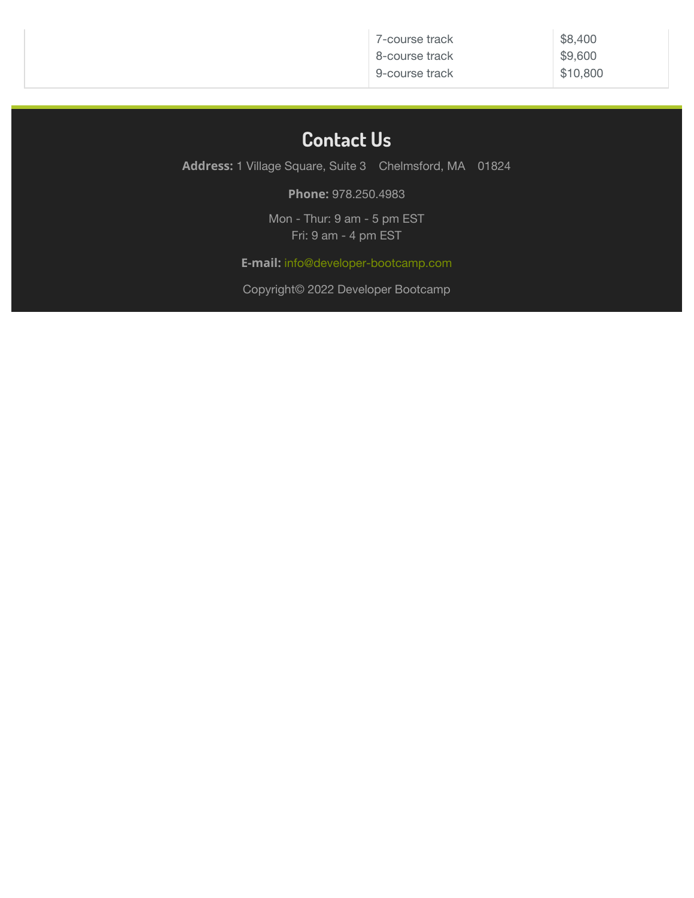| | | |
|---|---|---|
| | 7-course track | $8,400 |
| | 8-course track | $9,600 |
| | 9-course track | $10,800 |

## Contact Us

**Address:** 1 Village Square, Suite 3  Chelmsford, MA  01824

**Phone:** 978.250.4983

Mon - Thur: 9 am - 5 pm EST
Fri: 9 am - 4 pm EST

**E-mail:** info@developer-bootcamp.com

Copyright© 2022 Developer Bootcamp